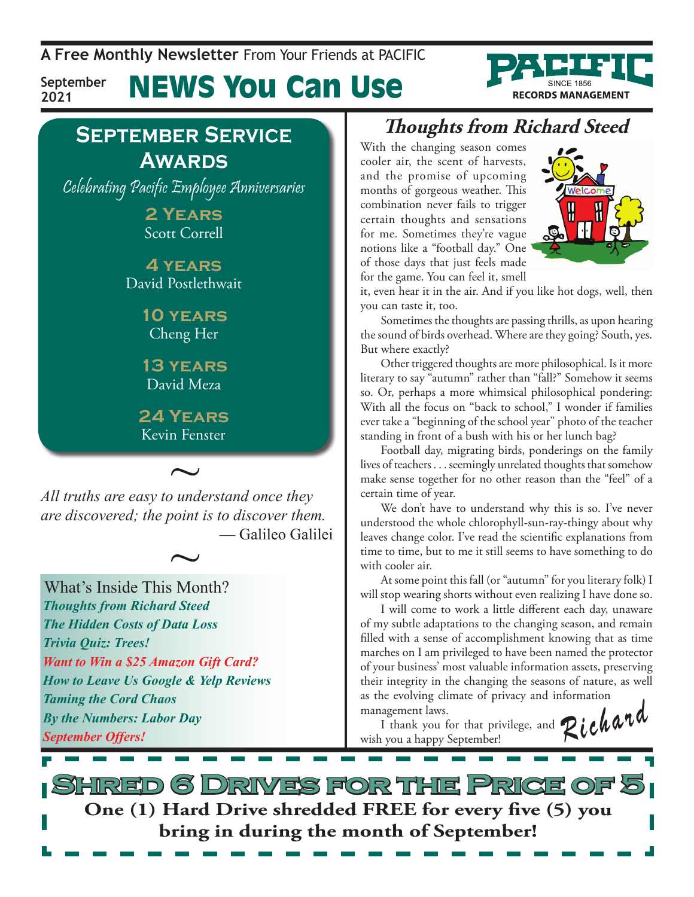A **Free Monthly Newsletter** From Your Friends at PACIFIC

September 2021

# NEWS You Can Use

PACIFIC SINCE 1856 RECORDS MANAGEMENT

## September Service Awards

*Celebrating Pacific Employee Anniversaries*

**2 Years**
Scott Correll

**4 years**
David Postlethwait

**10 years**
Cheng Her

**13 years**
David Meza

**24 Years**
Kevin Fenster

~

*All truths are easy to understand once they are discovered; the point is to discover them.*
— Galileo Galilei

~

### What's Inside This Month?

***Thoughts from Richard Steed***
***The Hidden Costs of Data Loss***
***Trivia Quiz: Trees!***
***Want to Win a $25 Amazon Gift Card?***
***How to Leave Us Google & Yelp Reviews***
***Taming the Cord Chaos***
***By the Numbers: Labor Day***
***September Offers!***

## *Thoughts from Richard Steed*

With the changing season comes cooler air, the scent of harvests, and the promise of upcoming months of gorgeous weather. This combination never fails to trigger certain thoughts and sensations for me. Sometimes they're vague notions like a "football day." One of those days that just feels made for the game. You can feel it, smell it, even hear it in the air. And if you like hot dogs, well, then you can taste it, too.

Sometimes the thoughts are passing thrills, as upon hearing the sound of birds overhead. Where are they going? South, yes. But where exactly?

Other triggered thoughts are more philosophical. Is it more literary to say "autumn" rather than "fall?" Somehow it seems so. Or, perhaps a more whimsical philosophical pondering: With all the focus on "back to school," I wonder if families ever take a "beginning of the school year" photo of the teacher standing in front of a bush with his or her lunch bag?

Football day, migrating birds, ponderings on the family lives of teachers . . . seemingly unrelated thoughts that somehow make sense together for no other reason than the "feel" of a certain time of year.

We don't have to understand why this is so. I've never understood the whole chlorophyll-sun-ray-thingy about why leaves change color. I've read the scientific explanations from time to time, but to me it still seems to have something to do with cooler air.

At some point this fall (or "autumn" for you literary folk) I will stop wearing shorts without even realizing I have done so.

I will come to work a little different each day, unaware of my subtle adaptations to the changing season, and remain filled with a sense of accomplishment knowing that as time marches on I am privileged to have been named the protector of your business' most valuable information assets, preserving their integrity in the changing the seasons of nature, as well as the evolving climate of privacy and information management laws.

I thank you for that privilege, and wish you a happy September!

*Richard*

## Shred 6 Drives for the Price of 5

**One (1) Hard Drive shredded FREE for every five (5) you bring in during the month of September!**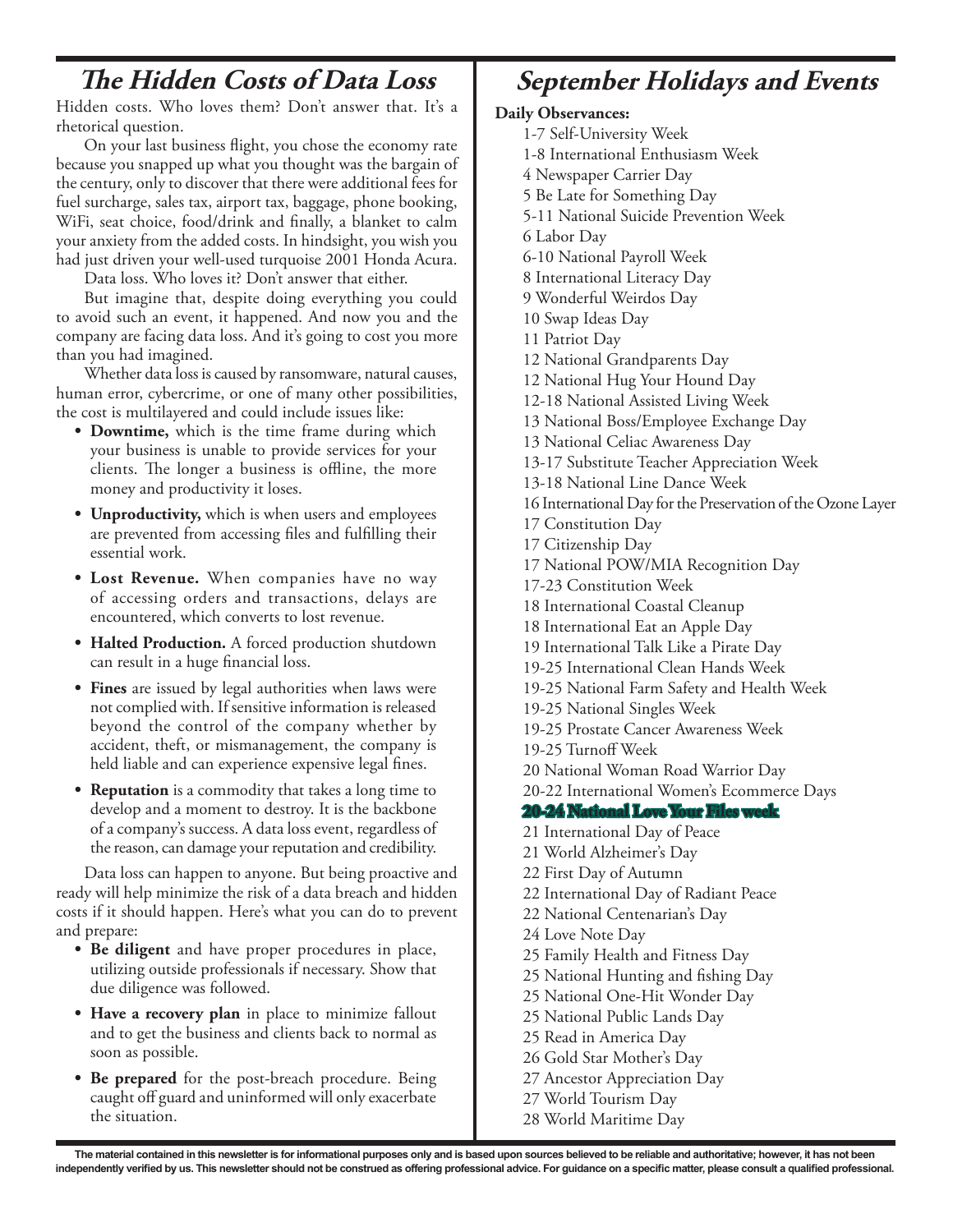## The Hidden Costs of Data Loss

Hidden costs. Who loves them? Don't answer that. It's a rhetorical question.

On your last business flight, you chose the economy rate because you snapped up what you thought was the bargain of the century, only to discover that there were additional fees for fuel surcharge, sales tax, airport tax, baggage, phone booking, WiFi, seat choice, food/drink and finally, a blanket to calm your anxiety from the added costs. In hindsight, you wish you had just driven your well-used turquoise 2001 Honda Acura.

Data loss. Who loves it? Don't answer that either.

But imagine that, despite doing everything you could to avoid such an event, it happened. And now you and the company are facing data loss. And it's going to cost you more than you had imagined.

Whether data loss is caused by ransomware, natural causes, human error, cybercrime, or one of many other possibilities, the cost is multilayered and could include issues like:

- **Downtime,** which is the time frame during which your business is unable to provide services for your clients. The longer a business is offline, the more money and productivity it loses.
- **Unproductivity,** which is when users and employees are prevented from accessing files and fulfilling their essential work.
- **Lost Revenue.** When companies have no way of accessing orders and transactions, delays are encountered, which converts to lost revenue.
- **Halted Production.** A forced production shutdown can result in a huge financial loss.
- **Fines** are issued by legal authorities when laws were not complied with. If sensitive information is released beyond the control of the company whether by accident, theft, or mismanagement, the company is held liable and can experience expensive legal fines.
- **Reputation** is a commodity that takes a long time to develop and a moment to destroy. It is the backbone of a company's success. A data loss event, regardless of the reason, can damage your reputation and credibility.

Data loss can happen to anyone. But being proactive and ready will help minimize the risk of a data breach and hidden costs if it should happen. Here's what you can do to prevent and prepare:

- **Be diligent** and have proper procedures in place, utilizing outside professionals if necessary. Show that due diligence was followed.
- **Have a recovery plan** in place to minimize fallout and to get the business and clients back to normal as soon as possible.
- **Be prepared** for the post-breach procedure. Being caught off guard and uninformed will only exacerbate the situation.

## September Holidays and Events

**Daily Observances:**

1-7 Self-University Week
1-8 International Enthusiasm Week
4 Newspaper Carrier Day
5 Be Late for Something Day
5-11 National Suicide Prevention Week
6 Labor Day
6-10 National Payroll Week
8 International Literacy Day
9 Wonderful Weirdos Day
10 Swap Ideas Day
11 Patriot Day
12 National Grandparents Day
12 National Hug Your Hound Day
12-18 National Assisted Living Week
13 National Boss/Employee Exchange Day
13 National Celiac Awareness Day
13-17 Substitute Teacher Appreciation Week
13-18 National Line Dance Week
16 International Day for the Preservation of the Ozone Layer
17 Constitution Day
17 Citizenship Day
17 National POW/MIA Recognition Day
17-23 Constitution Week
18 International Coastal Cleanup
18 International Eat an Apple Day
19 International Talk Like a Pirate Day
19-25 International Clean Hands Week
19-25 National Farm Safety and Health Week
19-25 National Singles Week
19-25 Prostate Cancer Awareness Week
19-25 Turnoff Week
20 National Woman Road Warrior Day
20-22 International Women's Ecommerce Days
**20-24 National Love Your Files week**
21 International Day of Peace
21 World Alzheimer's Day
22 First Day of Autumn
22 International Day of Radiant Peace
22 National Centenarian's Day
24 Love Note Day
25 Family Health and Fitness Day
25 National Hunting and fishing Day
25 National One-Hit Wonder Day
25 National Public Lands Day
25 Read in America Day
26 Gold Star Mother's Day
27 Ancestor Appreciation Day
27 World Tourism Day
28 World Maritime Day

**The material contained in this newsletter is for informational purposes only and is based upon sources believed to be reliable and authoritative; however, it has not been independently verified by us. This newsletter should not be construed as offering professional advice. For guidance on a specific matter, please consult a qualified professional.**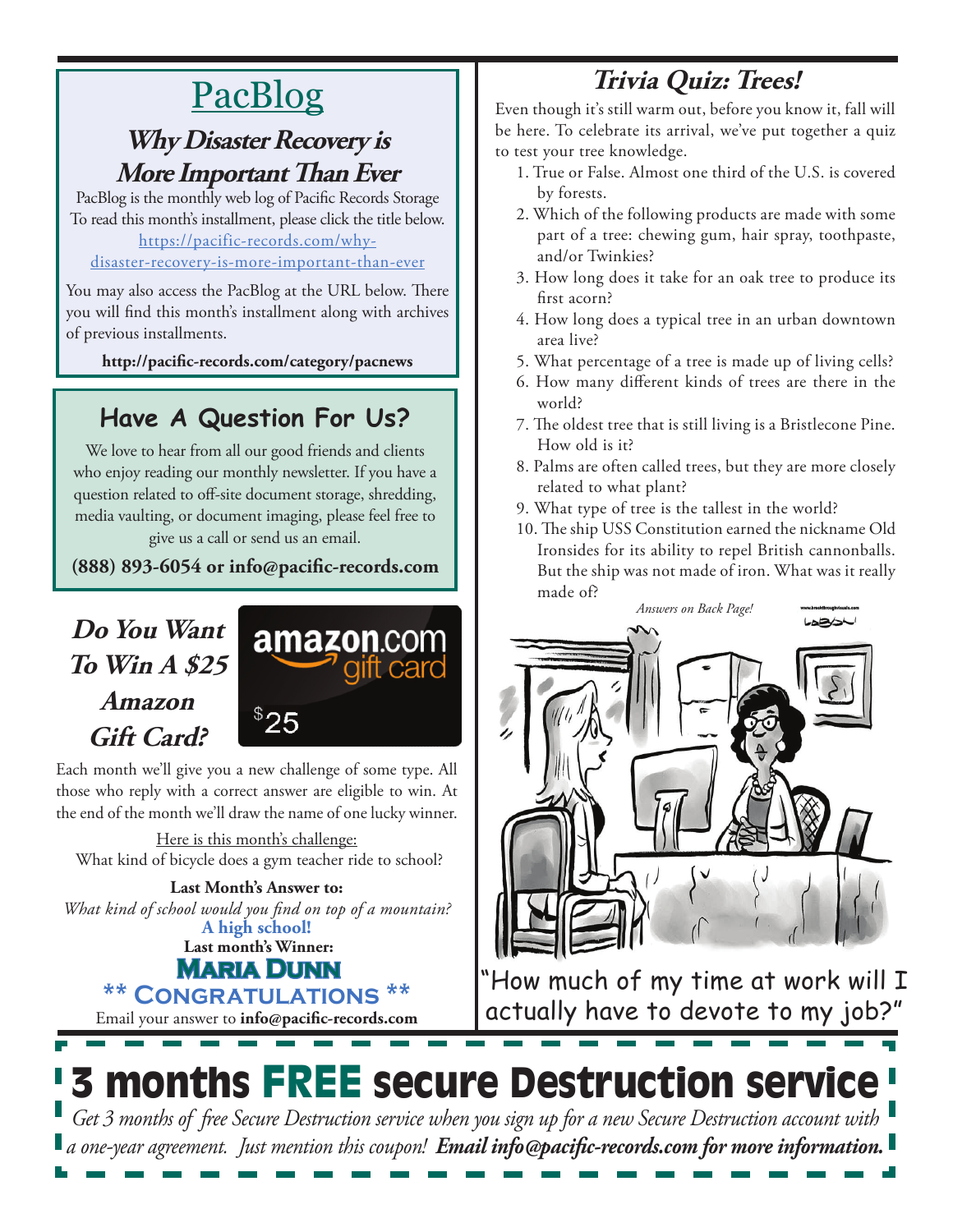## [PacBlog](http://pacific-records.com/category/pacnews)

### Why Disaster Recovery is More Important Than Ever

PacBlog is the monthly web log of Pacific Records Storage
To read this month's installment, please click the title below.
[https://pacific-records.com/why-disaster-recovery-is-more-important-than-ever](https://pacific-records.com/why-disaster-recovery-is-more-important-than-ever)

You may also access the PacBlog at the URL below. There you will find this month's installment along with archives of previous installments.

**http://pacific-records.com/category/pacnews**

## Have A Question For Us?

We love to hear from all our good friends and clients who enjoy reading our monthly newsletter. If you have a question related to off-site document storage, shredding, media vaulting, or document imaging, please feel free to give us a call or send us an email.

**(888) 893-6054 or info@pacific-records.com**

## *Do You Want To Win A $25 Amazon Gift Card?*

amazon.com gift card $25

Each month we'll give you a new challenge of some type. All those who reply with a correct answer are eligible to win. At the end of the month we'll draw the name of one lucky winner.

Here is this month's challenge:
What kind of bicycle does a gym teacher ride to school?

**Last Month's Answer to:**
*What kind of school would you find on top of a mountain?*
**A high school!**
**Last month's Winner:**
**Maria Dunn**
**\*\* Congratulations \*\***
Email your answer to **info@pacific-records.com**

## *Trivia Quiz: Trees!*

Even though it's still warm out, before you know it, fall will be here. To celebrate its arrival, we've put together a quiz to test your tree knowledge.

1. True or False. Almost one third of the U.S. is covered by forests.
2. Which of the following products are made with some part of a tree: chewing gum, hair spray, toothpaste, and/or Twinkies?
3. How long does it take for an oak tree to produce its first acorn?
4. How long does a typical tree in an urban downtown area live?
5. What percentage of a tree is made up of living cells?
6. How many different kinds of trees are there in the world?
7. The oldest tree that is still living is a Bristlecone Pine. How old is it?
8. Palms are often called trees, but they are more closely related to what plant?
9. What type of tree is the tallest in the world?
10. The ship USS Constitution earned the nickname Old Ironsides for its ability to repel British cannonballs. But the ship was not made of iron. What was it really made of?

*Answers on Back Page!*

"How much of my time at work will I actually have to devote to my job?"

# 3 months FREE secure Destruction service

*Get 3 months of free Secure Destruction service when you sign up for a new Secure Destruction account with a one-year agreement. Just mention this coupon!* ***Email info@pacific-records.com for more information.***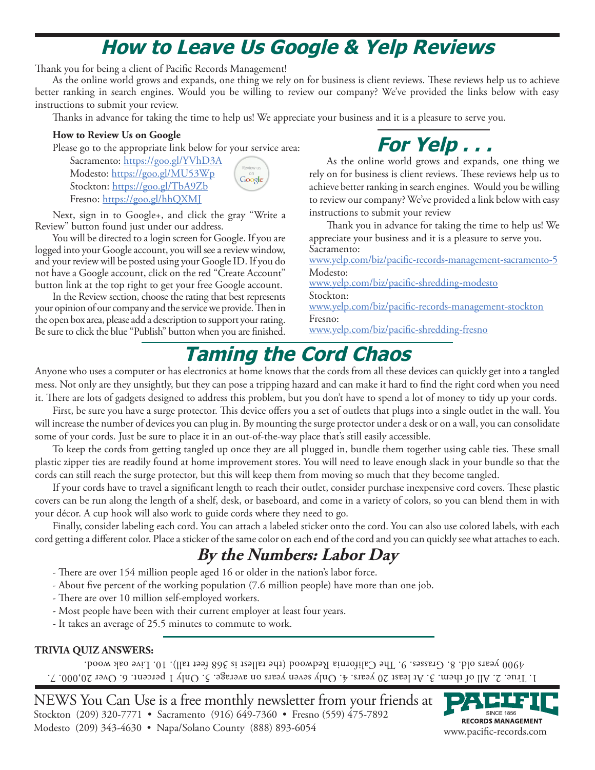# How to Leave Us Google & Yelp Reviews

Thank you for being a client of Pacific Records Management!

As the online world grows and expands, one thing we rely on for business is client reviews. These reviews help us to achieve better ranking in search engines. Would you be willing to review our company? We've provided the links below with easy instructions to submit your review.

Thanks in advance for taking the time to help us! We appreciate your business and it is a pleasure to serve you.

**How to Review Us on Google**

Please go to the appropriate link below for your service area:

Sacramento: https://goo.gl/YVhD3A
Modesto: https://goo.gl/MU53Wp
Stockton: https://goo.gl/TbA9Zb
Fresno: https://goo.gl/hhQXMJ

Review us on Google

Next, sign in to Google+, and click the gray "Write a Review" button found just under our address.

You will be directed to a login screen for Google. If you are logged into your Google account, you will see a review window, and your review will be posted using your Google ID. If you do not have a Google account, click on the red "Create Account" button link at the top right to get your free Google account.

In the Review section, choose the rating that best represents your opinion of our company and the service we provide. Then in the open box area, please add a description to support your rating. Be sure to click the blue "Publish" button when you are finished.

## For Yelp . . .

As the online world grows and expands, one thing we rely on for business is client reviews. These reviews help us to achieve better ranking in search engines. Would you be willing to review our company? We've provided a link below with easy instructions to submit your review

Thank you in advance for taking the time to help us! We appreciate your business and it is a pleasure to serve you.

Sacramento:
www.yelp.com/biz/pacific-records-management-sacramento-5
Modesto:
www.yelp.com/biz/pacific-shredding-modesto
Stockton:
www.yelp.com/biz/pacific-records-management-stockton
Fresno:
www.yelp.com/biz/pacific-shredding-fresno

# Taming the Cord Chaos

Anyone who uses a computer or has electronics at home knows that the cords from all these devices can quickly get into a tangled mess. Not only are they unsightly, but they can pose a tripping hazard and can make it hard to find the right cord when you need it. There are lots of gadgets designed to address this problem, but you don't have to spend a lot of money to tidy up your cords.

First, be sure you have a surge protector. This device offers you a set of outlets that plugs into a single outlet in the wall. You will increase the number of devices you can plug in. By mounting the surge protector under a desk or on a wall, you can consolidate some of your cords. Just be sure to place it in an out-of-the-way place that's still easily accessible.

To keep the cords from getting tangled up once they are all plugged in, bundle them together using cable ties. These small plastic zipper ties are readily found at home improvement stores. You will need to leave enough slack in your bundle so that the cords can still reach the surge protector, but this will keep them from moving so much that they become tangled.

If your cords have to travel a significant length to reach their outlet, consider purchase inexpensive cord covers. These plastic covers can be run along the length of a shelf, desk, or baseboard, and come in a variety of colors, so you can blend them in with your décor. A cup hook will also work to guide cords where they need to go.

Finally, consider labeling each cord. You can attach a labeled sticker onto the cord. You can also use colored labels, with each cord getting a different color. Place a sticker of the same color on each end of the cord and you can quickly see what attaches to each.

## By the Numbers: Labor Day

- There are over 154 million people aged 16 or older in the nation's labor force.
- About five percent of the working population (7.6 million people) have more than one job.
- There are over 10 million self-employed workers.
- Most people have been with their current employer at least four years.
- It takes an average of 25.5 minutes to commute to work.

**TRIVIA QUIZ ANSWERS:**

1. True. 2. All of them. 3. At least 20 years. 4. Only seven years on average. 5. Only 1 percent. 6. Over 20,000. 7. 4900 years old. 8. Grasses. 9. The California Redwood (the tallest is 368 feet tall). 10. Live oak wood.

NEWS You Can Use is a free monthly newsletter from your friends at
Stockton (209) 320-7771 • Sacramento (916) 649-7360 • Fresno (559) 475-7892
Modesto (209) 343-4630 • Napa/Solano County (888) 893-6054

PACIFIC SINCE 1856 RECORDS MANAGEMENT
www.pacific-records.com